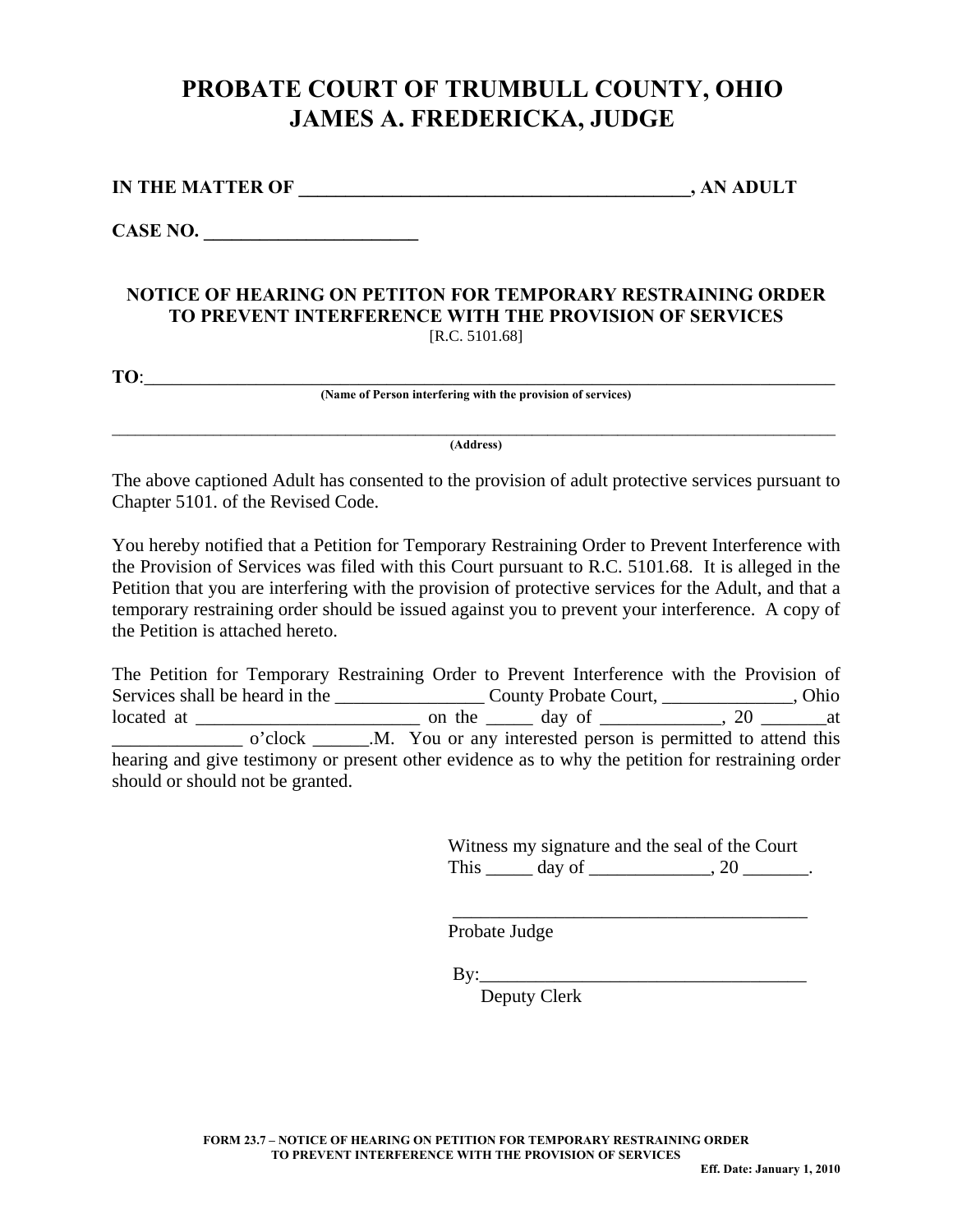# PROBATE COURT OF TRUMBULL COUNTY, OHIO
# JAMES A. FREDERICKA, JUDGE

**IN THE MATTER OF \_\_\_\_\_\_\_\_\_\_\_\_\_\_\_\_\_\_\_\_\_\_\_\_\_\_\_\_\_\_\_\_\_\_\_\_\_\_\_\_\_\_, AN ADULT**

**CASE NO. \_\_\_\_\_\_\_\_\_\_\_\_\_\_\_\_\_\_\_\_\_\_**

**NOTICE OF HEARING ON PETITON FOR TEMPORARY RESTRAINING ORDER TO PREVENT INTERFERENCE WITH THE PROVISION OF SERVICES**

[R.C. 5101.68]

**TO**:\_\_\_\_\_\_\_\_\_\_\_\_\_\_\_\_\_\_\_\_\_\_\_\_\_\_\_\_\_\_\_\_\_\_\_\_\_\_\_\_\_\_\_\_\_\_\_\_\_\_\_\_\_\_\_\_\_\_\_\_\_\_\_\_\_\_\_\_\_\_\_\_\_\_\_\_

**(Name of Person interfering with the provision of services)**

\_\_\_\_\_\_\_\_\_\_\_\_\_\_\_\_\_\_\_\_\_\_\_\_\_\_\_\_\_\_\_\_\_\_\_\_\_\_\_\_\_\_\_\_\_\_\_\_\_\_\_\_\_\_\_\_\_\_\_\_\_\_\_\_\_\_\_\_\_\_\_\_\_\_\_\_\_\_\_\_

**(Address)**

The above captioned Adult has consented to the provision of adult protective services pursuant to Chapter 5101. of the Revised Code.

You hereby notified that a Petition for Temporary Restraining Order to Prevent Interference with the Provision of Services was filed with this Court pursuant to R.C. 5101.68. It is alleged in the Petition that you are interfering with the provision of protective services for the Adult, and that a temporary restraining order should be issued against you to prevent your interference. A copy of the Petition is attached hereto.

The Petition for Temporary Restraining Order to Prevent Interference with the Provision of Services shall be heard in the \_\_\_\_\_\_\_\_\_\_\_\_\_\_\_\_ County Probate Court, \_\_\_\_\_\_\_\_\_\_\_\_\_\_, Ohio located at \_\_\_\_\_\_\_\_\_\_\_\_\_\_\_\_\_\_\_\_\_\_\_\_\_ on the \_\_\_\_\_ day of \_\_\_\_\_\_\_\_\_\_\_\_\_, 20 \_\_\_\_\_\_\_at \_\_\_\_\_\_\_\_\_\_\_\_\_\_ o'clock \_\_\_\_\_\_.M. You or any interested person is permitted to attend this hearing and give testimony or present other evidence as to why the petition for restraining order should or should not be granted.

Witness my signature and the seal of the Court
This \_\_\_\_\_ day of \_\_\_\_\_\_\_\_\_\_\_\_\_, 20 \_\_\_\_\_\_\_.

\_\_\_\_\_\_\_\_\_\_\_\_\_\_\_\_\_\_\_\_\_\_\_\_\_\_\_\_\_\_\_\_\_\_\_\_\_\_\_
Probate Judge

By:\_\_\_\_\_\_\_\_\_\_\_\_\_\_\_\_\_\_\_\_\_\_\_\_\_\_\_\_\_\_\_\_\_\_\_\_
Deputy Clerk

**FORM 23.7 – NOTICE OF HEARING ON PETITION FOR TEMPORARY RESTRAINING ORDER TO PREVENT INTERFERENCE WITH THE PROVISION OF SERVICES**

**Eff. Date: January 1, 2010**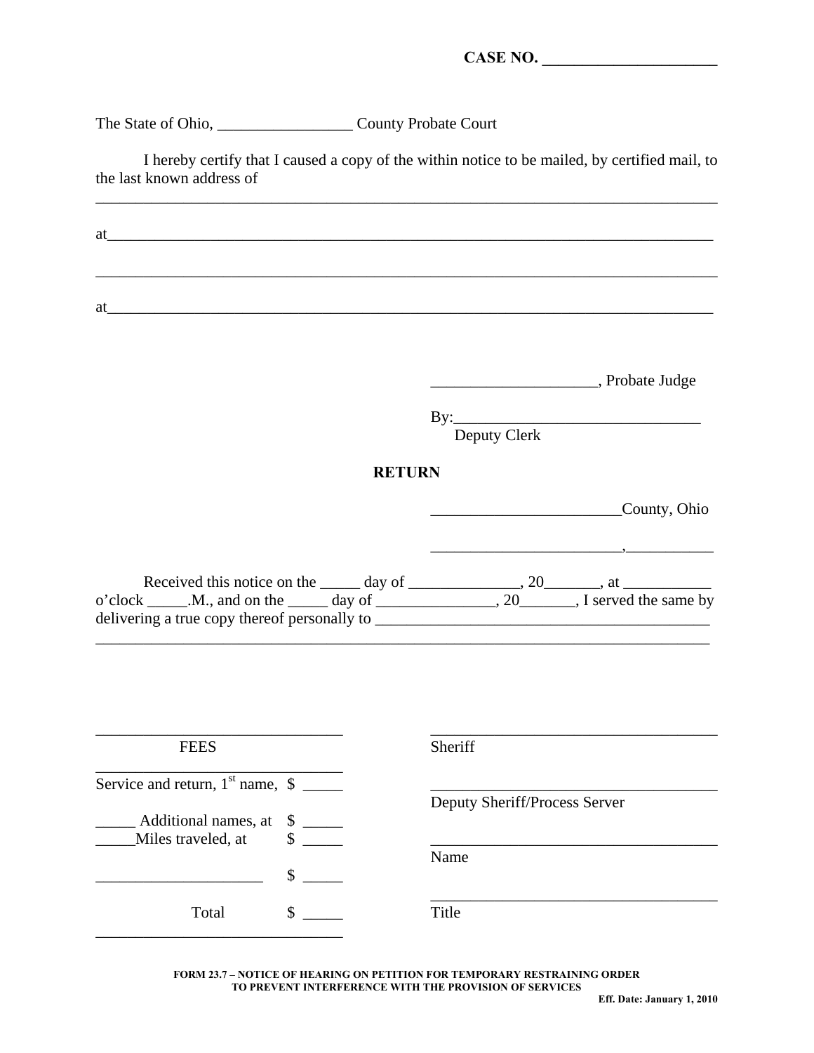**CASE NO. ______________________**

The State of Ohio, _________________ County Probate Court

I hereby certify that I caused a copy of the within notice to be mailed, by certified mail, to the last known address of

________________________________________________________________________________

at______________________________________________________________________________

________________________________________________________________________________

at______________________________________________________________________________

_____________________, Probate Judge

By:_______________________________
Deputy Clerk

## RETURN

________________________County, Ohio

________________________,___________

Received this notice on the _____ day of ______________, 20_______, at ___________ o'clock _____.M., and on the _____ day of _______________, 20_______, I served the same by delivering a true copy thereof personally to ___________________________________________
________________________________________________________________________________

| FEES | | |
|---|---|---|
| Service and return, 1st name, | $ | _____ |
| _____ Additional names, at | $ | _____ |
| _____Miles traveled, at | $ | _____ |
| _____________________ | $ | _____ |
| Total | $ | _____ |

_____________________________________
Sheriff

_____________________________________
Deputy Sheriff/Process Server

_____________________________________
Name

_____________________________________
Title

**FORM 23.7 – NOTICE OF HEARING ON PETITION FOR TEMPORARY RESTRAINING ORDER TO PREVENT INTERFERENCE WITH THE PROVISION OF SERVICES**

**Eff. Date: January 1, 2010**